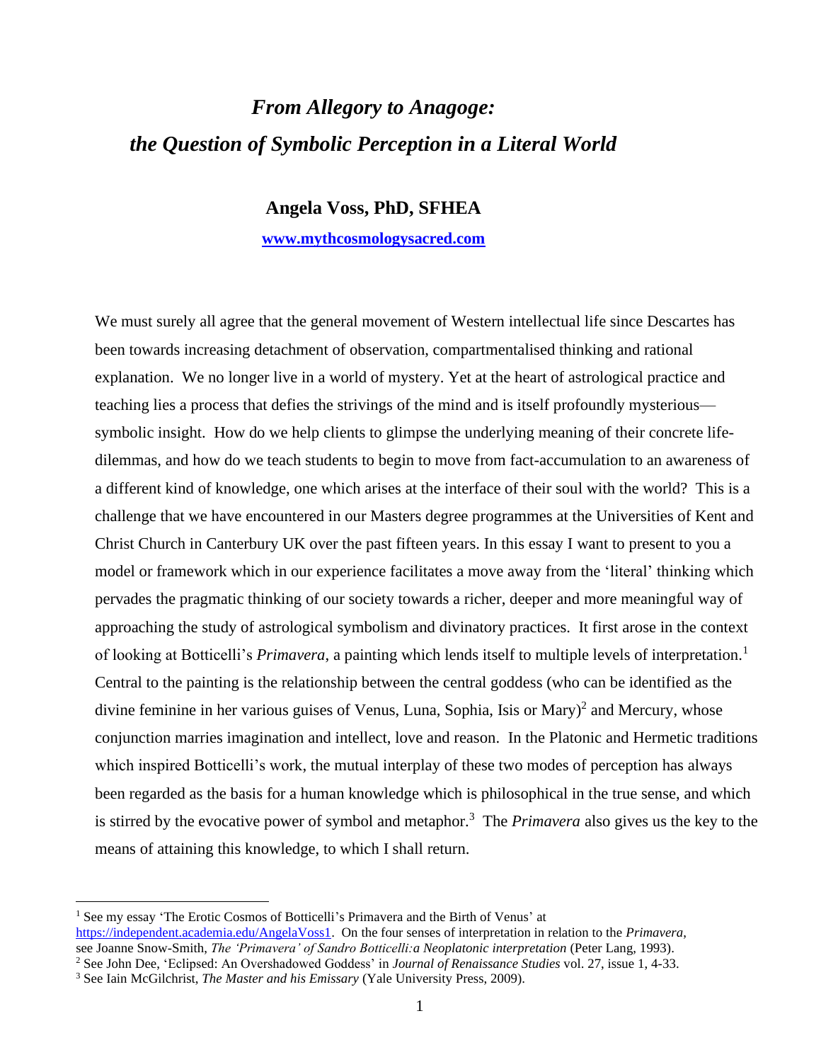# *From Allegory to Anagoge: the Question of Symbolic Perception in a Literal World*

**Angela Voss, PhD, SFHEA**

**[www.mythcosmologysacred.com](www.mythcosmologysacred.com)**

We must surely all agree that the general movement of Western intellectual life since Descartes has been towards increasing detachment of observation, compartmentalised thinking and rational explanation. We no longer live in a world of mystery. Yet at the heart of astrological practice and teaching lies a process that defies the strivings of the mind and is itself profoundly mysterious—symbolic insight. How do we help clients to glimpse the underlying meaning of their concrete life-dilemmas, and how do we teach students to begin to move from fact-accumulation to an awareness of a different kind of knowledge, one which arises at the interface of their soul with the world? This is a challenge that we have encountered in our Masters degree programmes at the Universities of Kent and Christ Church in Canterbury UK over the past fifteen years. In this essay I want to present to you a model or framework which in our experience facilitates a move away from the 'literal' thinking which pervades the pragmatic thinking of our society towards a richer, deeper and more meaningful way of approaching the study of astrological symbolism and divinatory practices. It first arose in the context of looking at Botticelli's *Primavera*, a painting which lends itself to multiple levels of interpretation.[1] Central to the painting is the relationship between the central goddess (who can be identified as the divine feminine in her various guises of Venus, Luna, Sophia, Isis or Mary)[2] and Mercury, whose conjunction marries imagination and intellect, love and reason. In the Platonic and Hermetic traditions which inspired Botticelli's work, the mutual interplay of these two modes of perception has always been regarded as the basis for a human knowledge which is philosophical in the true sense, and which is stirred by the evocative power of symbol and metaphor.[3] The *Primavera* also gives us the key to the means of attaining this knowledge, to which I shall return.

---

[1] See my essay 'The Erotic Cosmos of Botticelli's Primavera and the Birth of Venus' at https://independent.academia.edu/AngelaVoss1. On the four senses of interpretation in relation to the *Primavera*, see Joanne Snow-Smith, *The 'Primavera' of Sandro Botticelli:a Neoplatonic interpretation* (Peter Lang, 1993).

[2] See John Dee, 'Eclipsed: An Overshadowed Goddess' in *Journal of Renaissance Studies* vol. 27, issue 1, 4-33.

[3] See Iain McGilchrist, *The Master and his Emissary* (Yale University Press, 2009).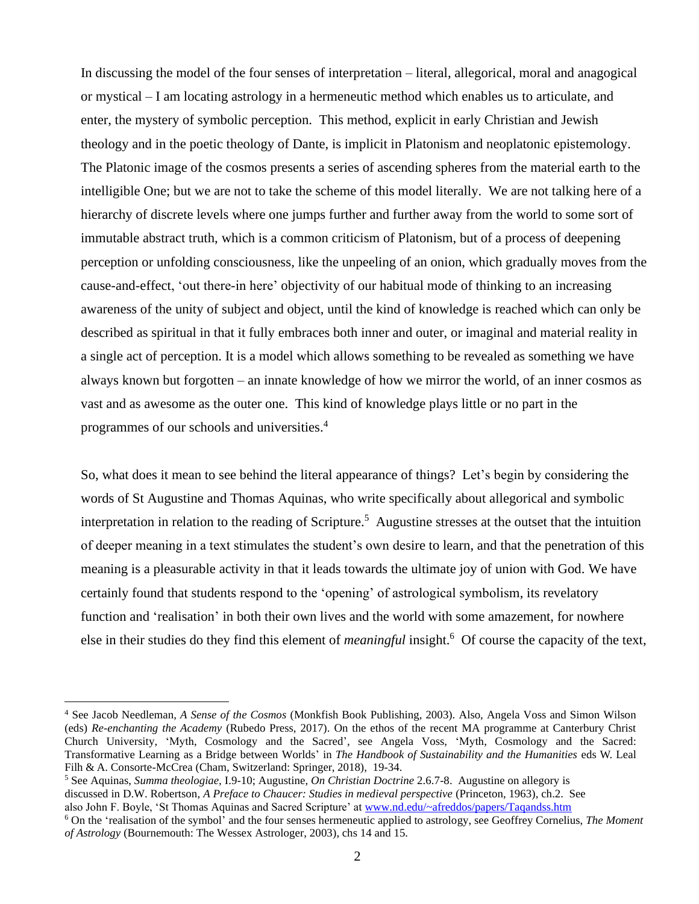In discussing the model of the four senses of interpretation – literal, allegorical, moral and anagogical or mystical – I am locating astrology in a hermeneutic method which enables us to articulate, and enter, the mystery of symbolic perception. This method, explicit in early Christian and Jewish theology and in the poetic theology of Dante, is implicit in Platonism and neoplatonic epistemology. The Platonic image of the cosmos presents a series of ascending spheres from the material earth to the intelligible One; but we are not to take the scheme of this model literally. We are not talking here of a hierarchy of discrete levels where one jumps further and further away from the world to some sort of immutable abstract truth, which is a common criticism of Platonism, but of a process of deepening perception or unfolding consciousness, like the unpeeling of an onion, which gradually moves from the cause-and-effect, 'out there-in here' objectivity of our habitual mode of thinking to an increasing awareness of the unity of subject and object, until the kind of knowledge is reached which can only be described as spiritual in that it fully embraces both inner and outer, or imaginal and material reality in a single act of perception. It is a model which allows something to be revealed as something we have always known but forgotten – an innate knowledge of how we mirror the world, of an inner cosmos as vast and as awesome as the outer one. This kind of knowledge plays little or no part in the programmes of our schools and universities.[4]

So, what does it mean to see behind the literal appearance of things? Let's begin by considering the words of St Augustine and Thomas Aquinas, who write specifically about allegorical and symbolic interpretation in relation to the reading of Scripture.[5] Augustine stresses at the outset that the intuition of deeper meaning in a text stimulates the student's own desire to learn, and that the penetration of this meaning is a pleasurable activity in that it leads towards the ultimate joy of union with God. We have certainly found that students respond to the 'opening' of astrological symbolism, its revelatory function and 'realisation' in both their own lives and the world with some amazement, for nowhere else in their studies do they find this element of *meaningful* insight.[6] Of course the capacity of the text,

---

[4] See Jacob Needleman, *A Sense of the Cosmos* (Monkfish Book Publishing, 2003). Also, Angela Voss and Simon Wilson (eds) *Re-enchanting the Academy* (Rubedo Press, 2017). On the ethos of the recent MA programme at Canterbury Christ Church University, 'Myth, Cosmology and the Sacred', see Angela Voss, 'Myth, Cosmology and the Sacred: Transformative Learning as a Bridge between Worlds' in *The Handbook of Sustainability and the Humanities* eds W. Leal Filh & A. Consorte-McCrea (Cham, Switzerland: Springer, 2018), 19-34.

[5] See Aquinas, *Summa theologiae*, I.9-10; Augustine, *On Christian Doctrine* 2.6.7-8. Augustine on allegory is discussed in D.W. Robertson, *A Preface to Chaucer: Studies in medieval perspective* (Princeton, 1963), ch.2. See also John F. Boyle, 'St Thomas Aquinas and Sacred Scripture' at www.nd.edu/~afreddos/papers/Taqandss.htm

[6] On the 'realisation of the symbol' and the four senses hermeneutic applied to astrology, see Geoffrey Cornelius, *The Moment of Astrology* (Bournemouth: The Wessex Astrologer, 2003), chs 14 and 15.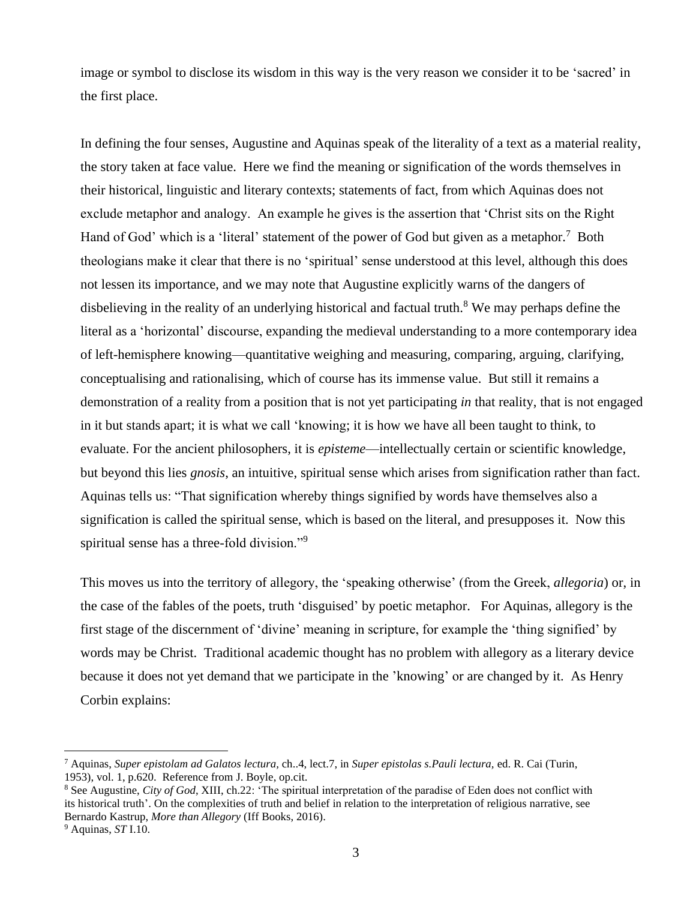image or symbol to disclose its wisdom in this way is the very reason we consider it to be 'sacred' in the first place.

In defining the four senses, Augustine and Aquinas speak of the literality of a text as a material reality, the story taken at face value. Here we find the meaning or signification of the words themselves in their historical, linguistic and literary contexts; statements of fact, from which Aquinas does not exclude metaphor and analogy. An example he gives is the assertion that 'Christ sits on the Right Hand of God' which is a 'literal' statement of the power of God but given as a metaphor.[7] Both theologians make it clear that there is no 'spiritual' sense understood at this level, although this does not lessen its importance, and we may note that Augustine explicitly warns of the dangers of disbelieving in the reality of an underlying historical and factual truth.[8] We may perhaps define the literal as a 'horizontal' discourse, expanding the medieval understanding to a more contemporary idea of left-hemisphere knowing—quantitative weighing and measuring, comparing, arguing, clarifying, conceptualising and rationalising, which of course has its immense value. But still it remains a demonstration of a reality from a position that is not yet participating *in* that reality, that is not engaged in it but stands apart; it is what we call 'knowing; it is how we have all been taught to think, to evaluate. For the ancient philosophers, it is *episteme*—intellectually certain or scientific knowledge, but beyond this lies *gnosis*, an intuitive, spiritual sense which arises from signification rather than fact. Aquinas tells us: "That signification whereby things signified by words have themselves also a signification is called the spiritual sense, which is based on the literal, and presupposes it. Now this spiritual sense has a three-fold division."[9]

This moves us into the territory of allegory, the 'speaking otherwise' (from the Greek, *allegoria*) or, in the case of the fables of the poets, truth 'disguised' by poetic metaphor. For Aquinas, allegory is the first stage of the discernment of 'divine' meaning in scripture, for example the 'thing signified' by words may be Christ. Traditional academic thought has no problem with allegory as a literary device because it does not yet demand that we participate in the 'knowing' or are changed by it. As Henry Corbin explains:

---

[7] Aquinas, *Super epistolam ad Galatos lectura,* ch..4, lect.7, in *Super epistolas s.Pauli lectura,* ed. R. Cai (Turin, 1953), vol. 1, p.620. Reference from J. Boyle, op.cit.

[8] See Augustine, *City of God*, XIII, ch.22: 'The spiritual interpretation of the paradise of Eden does not conflict with its historical truth'. On the complexities of truth and belief in relation to the interpretation of religious narrative, see Bernardo Kastrup, *More than Allegory* (Iff Books, 2016).

[9] Aquinas, *ST* I.10.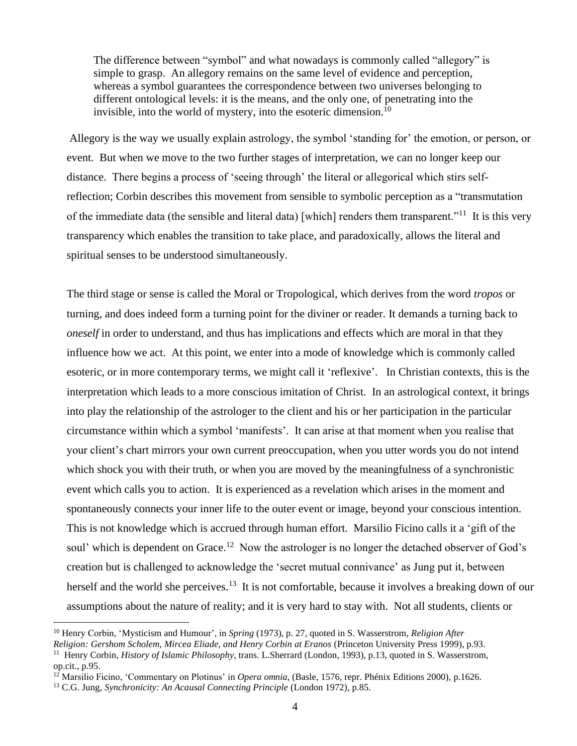> The difference between "symbol" and what nowadays is commonly called "allegory" is simple to grasp. An allegory remains on the same level of evidence and perception, whereas a symbol guarantees the correspondence between two universes belonging to different ontological levels: it is the means, and the only one, of penetrating into the invisible, into the world of mystery, into the esoteric dimension.[10]

Allegory is the way we usually explain astrology, the symbol 'standing for' the emotion, or person, or event. But when we move to the two further stages of interpretation, we can no longer keep our distance. There begins a process of 'seeing through' the literal or allegorical which stirs self-reflection; Corbin describes this movement from sensible to symbolic perception as a "transmutation of the immediate data (the sensible and literal data) [which] renders them transparent."[11] It is this very transparency which enables the transition to take place, and paradoxically, allows the literal and spiritual senses to be understood simultaneously.

The third stage or sense is called the Moral or Tropological, which derives from the word *tropos* or turning, and does indeed form a turning point for the diviner or reader. It demands a turning back to *oneself* in order to understand, and thus has implications and effects which are moral in that they influence how we act. At this point, we enter into a mode of knowledge which is commonly called esoteric, or in more contemporary terms, we might call it 'reflexive'. In Christian contexts, this is the interpretation which leads to a more conscious imitation of Christ. In an astrological context, it brings into play the relationship of the astrologer to the client and his or her participation in the particular circumstance within which a symbol 'manifests'. It can arise at that moment when you realise that your client's chart mirrors your own current preoccupation, when you utter words you do not intend which shock you with their truth, or when you are moved by the meaningfulness of a synchronistic event which calls you to action. It is experienced as a revelation which arises in the moment and spontaneously connects your inner life to the outer event or image, beyond your conscious intention. This is not knowledge which is accrued through human effort. Marsilio Ficino calls it a 'gift of the soul' which is dependent on Grace.[12] Now the astrologer is no longer the detached observer of God's creation but is challenged to acknowledge the 'secret mutual connivance' as Jung put it, between herself and the world she perceives.[13] It is not comfortable, because it involves a breaking down of our assumptions about the nature of reality; and it is very hard to stay with. Not all students, clients or

---

[10] Henry Corbin, 'Mysticism and Humour', in *Spring* (1973), p. 27, quoted in S. Wasserstrom, *Religion After Religion: Gershom Scholem, Mircea Eliade, and Henry Corbin at Eranos* (Princeton University Press 1999), p.93.

[11] Henry Corbin, *History of Islamic Philosophy*, trans. L.Sherrard (London, 1993), p.13, quoted in S. Wasserstrom, op.cit., p.95.

[12] Marsilio Ficino, 'Commentary on Plotinus' in *Opera omnia*, (Basle, 1576, repr. Phénix Editions 2000), p.1626.

[13] C.G. Jung, *Synchronicity: An Acausal Connecting Principle* (London 1972), p.85.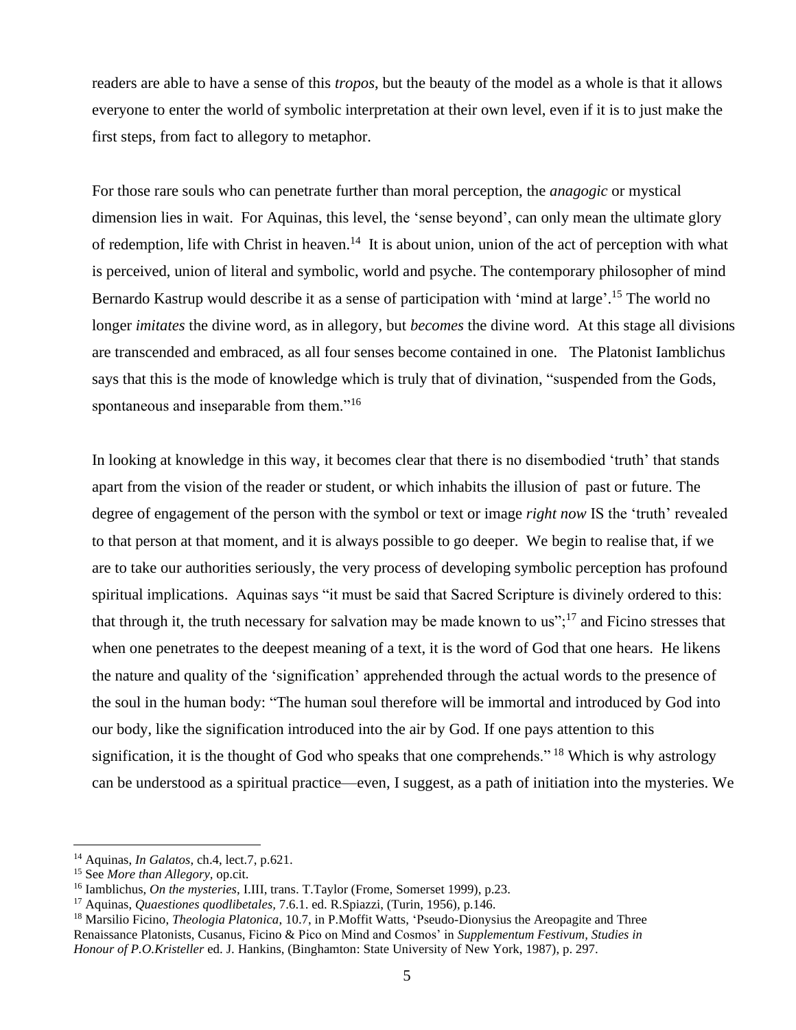readers are able to have a sense of this *tropos*, but the beauty of the model as a whole is that it allows everyone to enter the world of symbolic interpretation at their own level, even if it is to just make the first steps, from fact to allegory to metaphor.

For those rare souls who can penetrate further than moral perception, the *anagogic* or mystical dimension lies in wait. For Aquinas, this level, the 'sense beyond', can only mean the ultimate glory of redemption, life with Christ in heaven.[14] It is about union, union of the act of perception with what is perceived, union of literal and symbolic, world and psyche. The contemporary philosopher of mind Bernardo Kastrup would describe it as a sense of participation with 'mind at large'.[15] The world no longer *imitates* the divine word, as in allegory, but *becomes* the divine word. At this stage all divisions are transcended and embraced, as all four senses become contained in one. The Platonist Iamblichus says that this is the mode of knowledge which is truly that of divination, "suspended from the Gods, spontaneous and inseparable from them."[16]

In looking at knowledge in this way, it becomes clear that there is no disembodied 'truth' that stands apart from the vision of the reader or student, or which inhabits the illusion of past or future. The degree of engagement of the person with the symbol or text or image *right now* IS the 'truth' revealed to that person at that moment, and it is always possible to go deeper. We begin to realise that, if we are to take our authorities seriously, the very process of developing symbolic perception has profound spiritual implications. Aquinas says "it must be said that Sacred Scripture is divinely ordered to this: that through it, the truth necessary for salvation may be made known to us";[17] and Ficino stresses that when one penetrates to the deepest meaning of a text, it is the word of God that one hears. He likens the nature and quality of the 'signification' apprehended through the actual words to the presence of the soul in the human body: "The human soul therefore will be immortal and introduced by God into our body, like the signification introduced into the air by God. If one pays attention to this signification, it is the thought of God who speaks that one comprehends." [18] Which is why astrology can be understood as a spiritual practice—even, I suggest, as a path of initiation into the mysteries. We

---

[14] Aquinas, *In Galatos*, ch.4, lect.7, p.621.

[15] See *More than Allegory*, op.cit.

[16] Iamblichus, *On the mysteries*, I.III, trans. T.Taylor (Frome, Somerset 1999), p.23.

[17] Aquinas, *Quaestiones quodlibetales*, 7.6.1. ed. R.Spiazzi, (Turin, 1956), p.146.

[18] Marsilio Ficino, *Theologia Platonica*, 10.7, in P.Moffit Watts, 'Pseudo-Dionysius the Areopagite and Three Renaissance Platonists, Cusanus, Ficino & Pico on Mind and Cosmos' in *Supplementum Festivum, Studies in Honour of P.O.Kristeller* ed. J. Hankins, (Binghamton: State University of New York, 1987), p. 297.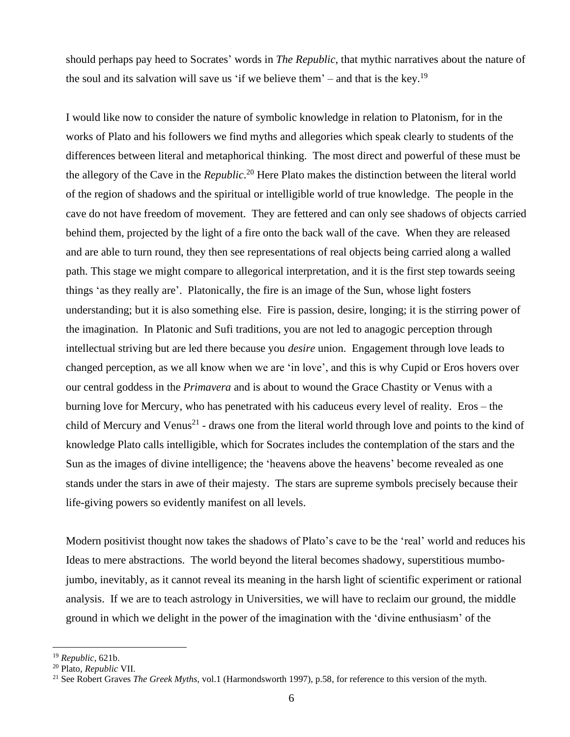should perhaps pay heed to Socrates' words in *The Republic*, that mythic narratives about the nature of the soul and its salvation will save us 'if we believe them' – and that is the key.[19]

I would like now to consider the nature of symbolic knowledge in relation to Platonism, for in the works of Plato and his followers we find myths and allegories which speak clearly to students of the differences between literal and metaphorical thinking. The most direct and powerful of these must be the allegory of the Cave in the *Republic*.[20] Here Plato makes the distinction between the literal world of the region of shadows and the spiritual or intelligible world of true knowledge. The people in the cave do not have freedom of movement. They are fettered and can only see shadows of objects carried behind them, projected by the light of a fire onto the back wall of the cave. When they are released and are able to turn round, they then see representations of real objects being carried along a walled path. This stage we might compare to allegorical interpretation, and it is the first step towards seeing things 'as they really are'. Platonically, the fire is an image of the Sun, whose light fosters understanding; but it is also something else. Fire is passion, desire, longing; it is the stirring power of the imagination. In Platonic and Sufi traditions, you are not led to anagogic perception through intellectual striving but are led there because you *desire* union. Engagement through love leads to changed perception, as we all know when we are 'in love', and this is why Cupid or Eros hovers over our central goddess in the *Primavera* and is about to wound the Grace Chastity or Venus with a burning love for Mercury, who has penetrated with his caduceus every level of reality. Eros – the child of Mercury and Venus[21] - draws one from the literal world through love and points to the kind of knowledge Plato calls intelligible, which for Socrates includes the contemplation of the stars and the Sun as the images of divine intelligence; the 'heavens above the heavens' become revealed as one stands under the stars in awe of their majesty. The stars are supreme symbols precisely because their life-giving powers so evidently manifest on all levels.

Modern positivist thought now takes the shadows of Plato's cave to be the 'real' world and reduces his Ideas to mere abstractions. The world beyond the literal becomes shadowy, superstitious mumbo-jumbo, inevitably, as it cannot reveal its meaning in the harsh light of scientific experiment or rational analysis. If we are to teach astrology in Universities, we will have to reclaim our ground, the middle ground in which we delight in the power of the imagination with the 'divine enthusiasm' of the

---

[19] *Republic*, 621b.

[20] Plato, *Republic* VII.

[21] See Robert Graves *The Greek Myths*, vol.1 (Harmondsworth 1997), p.58, for reference to this version of the myth.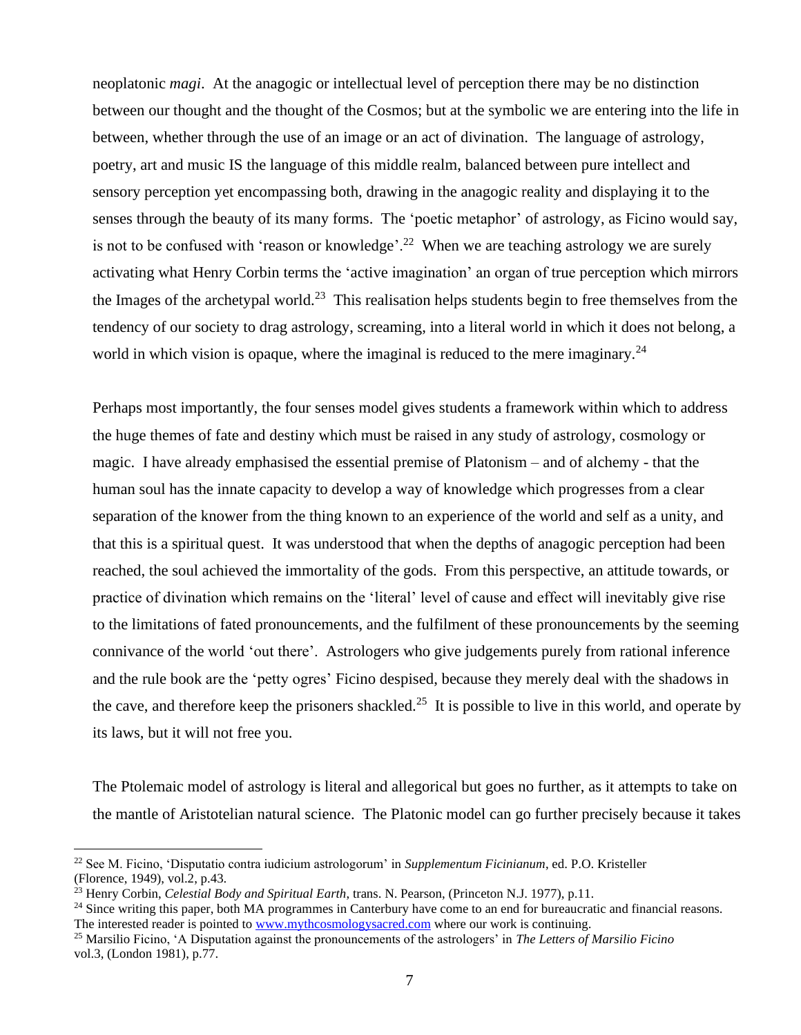neoplatonic *magi*. At the anagogic or intellectual level of perception there may be no distinction between our thought and the thought of the Cosmos; but at the symbolic we are entering into the life in between, whether through the use of an image or an act of divination. The language of astrology, poetry, art and music IS the language of this middle realm, balanced between pure intellect and sensory perception yet encompassing both, drawing in the anagogic reality and displaying it to the senses through the beauty of its many forms. The 'poetic metaphor' of astrology, as Ficino would say, is not to be confused with 'reason or knowledge'.[22] When we are teaching astrology we are surely activating what Henry Corbin terms the 'active imagination' an organ of true perception which mirrors the Images of the archetypal world.[23] This realisation helps students begin to free themselves from the tendency of our society to drag astrology, screaming, into a literal world in which it does not belong, a world in which vision is opaque, where the imaginal is reduced to the mere imaginary.[24]

Perhaps most importantly, the four senses model gives students a framework within which to address the huge themes of fate and destiny which must be raised in any study of astrology, cosmology or magic. I have already emphasised the essential premise of Platonism – and of alchemy - that the human soul has the innate capacity to develop a way of knowledge which progresses from a clear separation of the knower from the thing known to an experience of the world and self as a unity, and that this is a spiritual quest. It was understood that when the depths of anagogic perception had been reached, the soul achieved the immortality of the gods. From this perspective, an attitude towards, or practice of divination which remains on the 'literal' level of cause and effect will inevitably give rise to the limitations of fated pronouncements, and the fulfilment of these pronouncements by the seeming connivance of the world 'out there'. Astrologers who give judgements purely from rational inference and the rule book are the 'petty ogres' Ficino despised, because they merely deal with the shadows in the cave, and therefore keep the prisoners shackled.[25] It is possible to live in this world, and operate by its laws, but it will not free you.

The Ptolemaic model of astrology is literal and allegorical but goes no further, as it attempts to take on the mantle of Aristotelian natural science. The Platonic model can go further precisely because it takes

---

[22] See M. Ficino, 'Disputatio contra iudicium astrologorum' in *Supplementum Ficinianum*, ed. P.O. Kristeller (Florence, 1949), vol.2, p.43.

[23] Henry Corbin, *Celestial Body and Spiritual Earth*, trans. N. Pearson, (Princeton N.J. 1977), p.11.

[24] Since writing this paper, both MA programmes in Canterbury have come to an end for bureaucratic and financial reasons. The interested reader is pointed to www.mythcosmologysacred.com where our work is continuing.

[25] Marsilio Ficino, 'A Disputation against the pronouncements of the astrologers' in *The Letters of Marsilio Ficino* vol.3, (London 1981), p.77.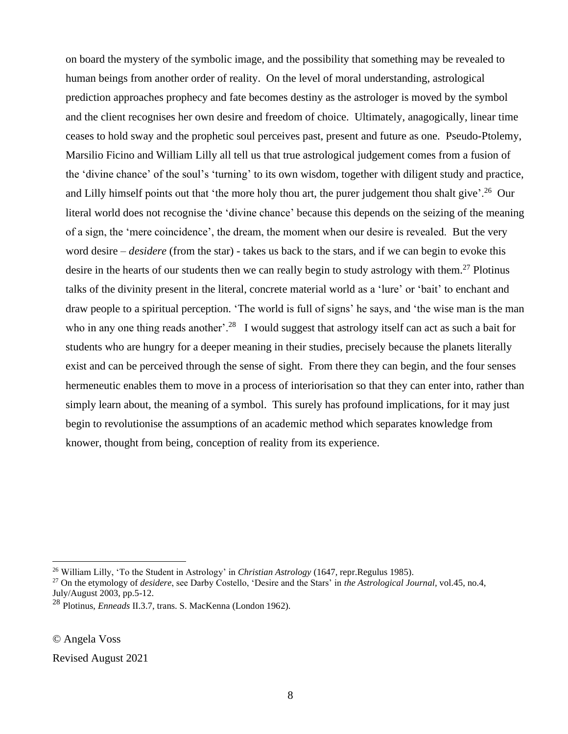on board the mystery of the symbolic image, and the possibility that something may be revealed to human beings from another order of reality. On the level of moral understanding, astrological prediction approaches prophecy and fate becomes destiny as the astrologer is moved by the symbol and the client recognises her own desire and freedom of choice. Ultimately, anagogically, linear time ceases to hold sway and the prophetic soul perceives past, present and future as one. Pseudo-Ptolemy, Marsilio Ficino and William Lilly all tell us that true astrological judgement comes from a fusion of the 'divine chance' of the soul's 'turning' to its own wisdom, together with diligent study and practice, and Lilly himself points out that 'the more holy thou art, the purer judgement thou shalt give'.[26] Our literal world does not recognise the 'divine chance' because this depends on the seizing of the meaning of a sign, the 'mere coincidence', the dream, the moment when our desire is revealed. But the very word desire – *desidere* (from the star) - takes us back to the stars, and if we can begin to evoke this desire in the hearts of our students then we can really begin to study astrology with them.[27] Plotinus talks of the divinity present in the literal, concrete material world as a 'lure' or 'bait' to enchant and draw people to a spiritual perception. 'The world is full of signs' he says, and 'the wise man is the man who in any one thing reads another'.[28] I would suggest that astrology itself can act as such a bait for students who are hungry for a deeper meaning in their studies, precisely because the planets literally exist and can be perceived through the sense of sight. From there they can begin, and the four senses hermeneutic enables them to move in a process of interiorisation so that they can enter into, rather than simply learn about, the meaning of a symbol. This surely has profound implications, for it may just begin to revolutionise the assumptions of an academic method which separates knowledge from knower, thought from being, conception of reality from its experience.

---

[26] William Lilly, 'To the Student in Astrology' in *Christian Astrology* (1647, repr.Regulus 1985).

[27] On the etymology of *desidere*, see Darby Costello, 'Desire and the Stars' in *the Astrological Journal*, vol.45, no.4, July/August 2003, pp.5-12.

[28] Plotinus, *Enneads* II.3.7, trans. S. MacKenna (London 1962).

© Angela Voss

Revised August 2021